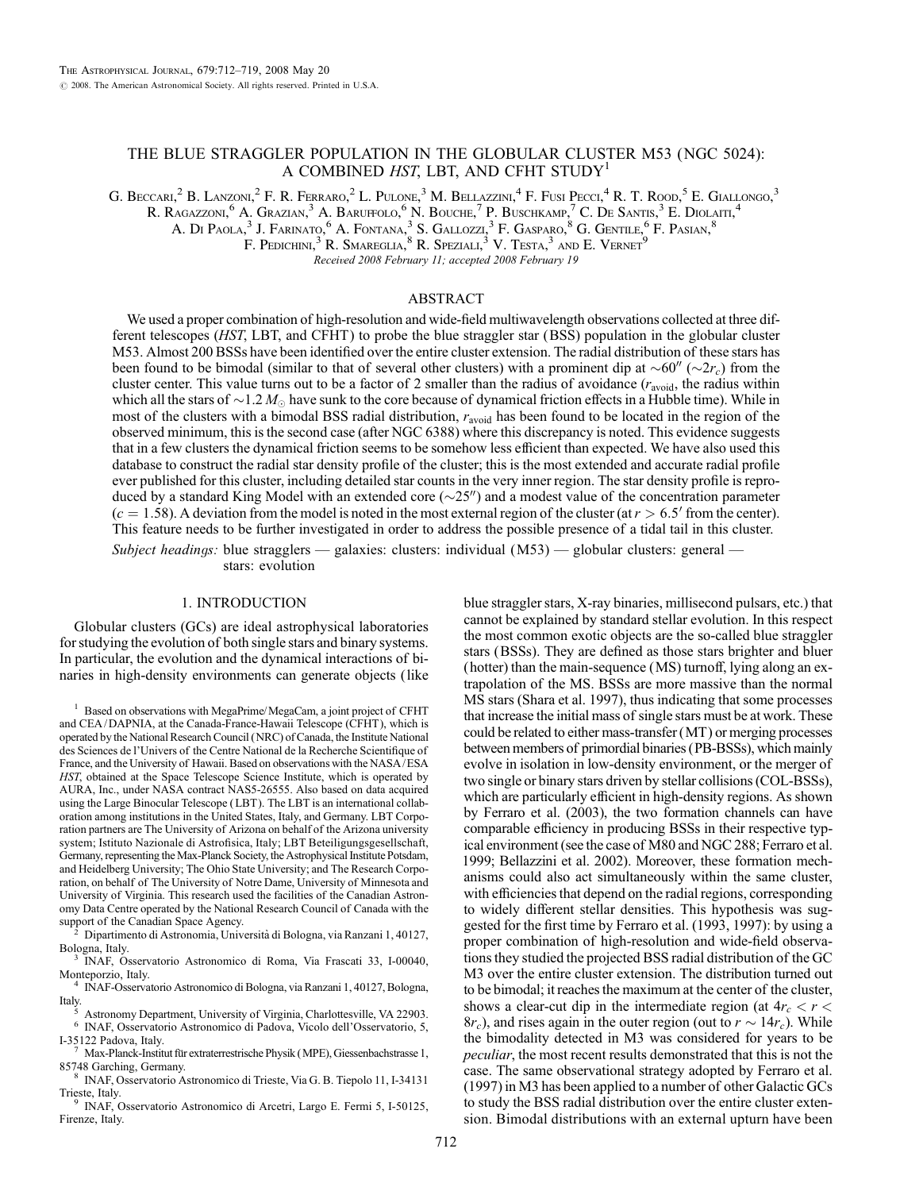# THE BLUE STRAGGLER POPULATION IN THE GLOBULAR CLUSTER M53 (NGC 5024): A COMBINED *HST*, LBT, AND CFHT STUDY[1]

G. Beccari,[2] B. Lanzoni,[2] F. R. Ferraro,[2] L. Pulone,[3] M. Bellazzini,[4] F. Fusi Pecci,[4] R. T. Rood,[5] E. Giallongo,[3] R. Ragazzoni,[6] A. Grazian,[3] A. Baruffolo,[6] N. Bouche,[7] P. Buschkamp,[7] C. De Santis,[3] E. Diolaiti,[4] A. Di Paola,[3] J. Farinato,[6] A. Fontana,[3] S. Gallozzi,[3] F. Gasparo,[8] G. Gentile,[6] F. Pasian,[8] F. Pedichini,[3] R. Smareglia,[8] R. Speziali,[3] V. Testa,[3] and E. Vernet[9]

*Received 2008 February 11; accepted 2008 February 19*

## ABSTRACT

We used a proper combination of high-resolution and wide-field multiwavelength observations collected at three different telescopes (*HST*, LBT, and CFHT) to probe the blue straggler star (BSS) population in the globular cluster M53. Almost 200 BSSs have been identified over the entire cluster extension. The radial distribution of these stars has been found to be bimodal (similar to that of several other clusters) with a prominent dip at $\sim 60''$ ($\sim 2r_c$) from the cluster center. This value turns out to be a factor of 2 smaller than the radius of avoidance ($r_{\rm avoid}$, the radius within which all the stars of $\sim 1.2\,M_\odot$ have sunk to the core because of dynamical friction effects in a Hubble time). While in most of the clusters with a bimodal BSS radial distribution, $r_{\rm avoid}$ has been found to be located in the region of the observed minimum, this is the second case (after NGC 6388) where this discrepancy is noted. This evidence suggests that in a few clusters the dynamical friction seems to be somehow less efficient than expected. We have also used this database to construct the radial star density profile of the cluster; this is the most extended and accurate radial profile ever published for this cluster, including detailed star counts in the very inner region. The star density profile is reproduced by a standard King Model with an extended core ($\sim 25''$) and a modest value of the concentration parameter ($c = 1.58$). A deviation from the model is noted in the most external region of the cluster (at $r > 6.5'$ from the center). This feature needs to be further investigated in order to address the possible presence of a tidal tail in this cluster.

*Subject headings:* blue stragglers — galaxies: clusters: individual (M53) — globular clusters: general — stars: evolution

## 1. INTRODUCTION

Globular clusters (GCs) are ideal astrophysical laboratories for studying the evolution of both single stars and binary systems. In particular, the evolution and the dynamical interactions of binaries in high-density environments can generate objects (like blue straggler stars, X-ray binaries, millisecond pulsars, etc.) that cannot be explained by standard stellar evolution. In this respect the most common exotic objects are the so-called blue straggler stars (BSSs). They are defined as those stars brighter and bluer (hotter) than the main-sequence (MS) turnoff, lying along an extrapolation of the MS. BSSs are more massive than the normal MS stars (Shara et al. 1997), thus indicating that some processes that increase the initial mass of single stars must be at work. These could be related to either mass-transfer (MT) or merging processes between members of primordial binaries (PB-BSSs), which mainly evolve in isolation in low-density environment, or the merger of two single or binary stars driven by stellar collisions (COL-BSSs), which are particularly efficient in high-density regions. As shown by Ferraro et al. (2003), the two formation channels can have comparable efficiency in producing BSSs in their respective typical environment (see the case of M80 and NGC 288; Ferraro et al. 1999; Bellazzini et al. 2002). Moreover, these formation mechanisms could also act simultaneously within the same cluster, with efficiencies that depend on the radial regions, corresponding to widely different stellar densities. This hypothesis was suggested for the first time by Ferraro et al. (1993, 1997): by using a proper combination of high-resolution and wide-field observations they studied the projected BSS radial distribution of the GC M3 over the entire cluster extension. The distribution turned out to be bimodal; it reaches the maximum at the center of the cluster, shows a clear-cut dip in the intermediate region (at $4r_c < r < 8r_c$), and rises again in the outer region (out to $r \sim 14r_c$). While the bimodality detected in M3 was considered for years to be *peculiar*, the most recent results demonstrated that this is not the case. The same observational strategy adopted by Ferraro et al. (1997) in M3 has been applied to a number of other Galactic GCs to study the BSS radial distribution over the entire cluster extension. Bimodal distributions with an external upturn have been

---

[1] Based on observations with MegaPrime/MegaCam, a joint project of CFHT and CEA/DAPNIA, at the Canada-France-Hawaii Telescope (CFHT), which is operated by the National Research Council (NRC) of Canada, the Institute National des Sciences de l'Univers of the Centre National de la Recherche Scientifique of France, and the University of Hawaii. Based on observations with the NASA/ESA *HST*, obtained at the Space Telescope Science Institute, which is operated by AURA, Inc., under NASA contract NAS5-26555. Also based on data acquired using the Large Binocular Telescope (LBT). The LBT is an international collaboration among institutions in the United States, Italy, and Germany. LBT Corporation partners are The University of Arizona on behalf of the Arizona university system; Istituto Nazionale di Astrofisica, Italy; LBT Beteiligungsgesellschaft, Germany, representing the Max-Planck Society, the Astrophysical Institute Potsdam, and Heidelberg University; The Ohio State University; and The Research Corporation, on behalf of The University of Notre Dame, University of Minnesota and University of Virginia. This research used the facilities of the Canadian Astronomy Data Centre operated by the National Research Council of Canada with the support of the Canadian Space Agency.

[2] Dipartimento di Astronomia, Università di Bologna, via Ranzani 1, 40127, Bologna, Italy.

[3] INAF, Osservatorio Astronomico di Roma, Via Frascati 33, I-00040, Monteporzio, Italy.

[4] INAF-Osservatorio Astronomico di Bologna, via Ranzani 1, 40127, Bologna, Italy.

[5] Astronomy Department, University of Virginia, Charlottesville, VA 22903.

[6] INAF, Osservatorio Astronomico di Padova, Vicolo dell'Osservatorio, 5, I-35122 Padova, Italy.

[7] Max-Planck-Institut für extraterrestrische Physik (MPE), Giessenbachstrasse 1, 85748 Garching, Germany.

[8] INAF, Osservatorio Astronomico di Trieste, Via G. B. Tiepolo 11, I-34131 Trieste, Italy.

[9] INAF, Osservatorio Astronomico di Arcetri, Largo E. Fermi 5, I-50125, Firenze, Italy.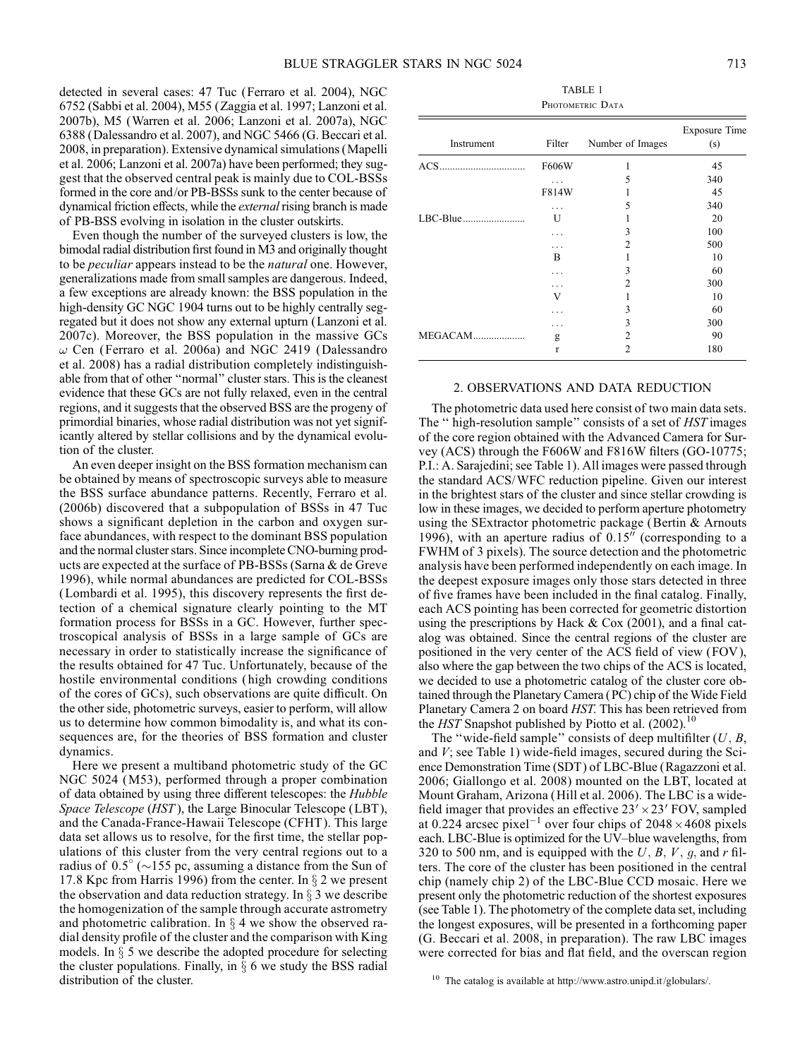detected in several cases: 47 Tuc (Ferraro et al. 2004), NGC 6752 (Sabbi et al. 2004), M55 (Zaggia et al. 1997; Lanzoni et al. 2007b), M5 (Warren et al. 2006; Lanzoni et al. 2007a), NGC 6388 (Dalessandro et al. 2007), and NGC 5466 (G. Beccari et al. 2008, in preparation). Extensive dynamical simulations (Mapelli et al. 2006; Lanzoni et al. 2007a) have been performed; they suggest that the observed central peak is mainly due to COL-BSSs formed in the core and/or PB-BSSs sunk to the center because of dynamical friction effects, while the *external* rising branch is made of PB-BSS evolving in isolation in the cluster outskirts.

Even though the number of the surveyed clusters is low, the bimodal radial distribution first found in M3 and originally thought to be *peculiar* appears instead to be the *natural* one. However, generalizations made from small samples are dangerous. Indeed, a few exceptions are already known: the BSS population in the high-density GC NGC 1904 turns out to be highly centrally segregated but it does not show any external upturn (Lanzoni et al. 2007c). Moreover, the BSS population in the massive GCs $\omega$ Cen (Ferraro et al. 2006a) and NGC 2419 (Dalessandro et al. 2008) has a radial distribution completely indistinguishable from that of other "normal" cluster stars. This is the cleanest evidence that these GCs are not fully relaxed, even in the central regions, and it suggests that the observed BSS are the progeny of primordial binaries, whose radial distribution was not yet significantly altered by stellar collisions and by the dynamical evolution of the cluster.

An even deeper insight on the BSS formation mechanism can be obtained by means of spectroscopic surveys able to measure the BSS surface abundance patterns. Recently, Ferraro et al. (2006b) discovered that a subpopulation of BSSs in 47 Tuc shows a significant depletion in the carbon and oxygen surface abundances, with respect to the dominant BSS population and the normal cluster stars. Since incomplete CNO-burning products are expected at the surface of PB-BSSs (Sarna & de Greve 1996), while normal abundances are predicted for COL-BSSs (Lombardi et al. 1995), this discovery represents the first detection of a chemical signature clearly pointing to the MT formation process for BSSs in a GC. However, further spectroscopical analysis of BSSs in a large sample of GCs are necessary in order to statistically increase the significance of the results obtained for 47 Tuc. Unfortunately, because of the hostile environmental conditions (high crowding conditions of the cores of GCs), such observations are quite difficult. On the other side, photometric surveys, easier to perform, will allow us to determine how common bimodality is, and what its consequences are, for the theories of BSS formation and cluster dynamics.

Here we present a multiband photometric study of the GC NGC 5024 (M53), performed through a proper combination of data obtained by using three different telescopes: the *Hubble Space Telescope* (*HST*), the Large Binocular Telescope (LBT), and the Canada-France-Hawaii Telescope (CFHT). This large data set allows us to resolve, for the first time, the stellar populations of this cluster from the very central regions out to a radius of $0.5°$ ($\sim$155 pc, assuming a distance from the Sun of 17.8 Kpc from Harris 1996) from the center. In § 2 we present the observation and data reduction strategy. In § 3 we describe the homogenization of the sample through accurate astrometry and photometric calibration. In § 4 we show the observed radial density profile of the cluster and the comparison with King models. In § 5 we describe the adopted procedure for selecting the cluster populations. Finally, in § 6 we study the BSS radial distribution of the cluster.

TABLE 1
PHOTOMETRIC DATA

| Instrument | Filter | Number of Images | Exposure Time (s) |
|---|---|---|---|
| ACS | F606W | 1 | 45 |
| | ... | 5 | 340 |
| | F814W | 1 | 45 |
| | ... | 5 | 340 |
| LBC-Blue | U | 1 | 20 |
| | ... | 3 | 100 |
| | ... | 2 | 500 |
| | B | 1 | 10 |
| | ... | 3 | 60 |
| | ... | 2 | 300 |
| | V | 1 | 10 |
| | ... | 3 | 60 |
| | ... | 3 | 300 |
| MEGACAM | g | 2 | 90 |
| | r | 2 | 180 |

## 2. OBSERVATIONS AND DATA REDUCTION

The photometric data used here consist of two main data sets. The "high-resolution sample" consists of a set of *HST* images of the core region obtained with the Advanced Camera for Survey (ACS) through the F606W and F816W filters (GO-10775; P.I.: A. Sarajedini; see Table 1). All images were passed through the standard ACS/WFC reduction pipeline. Given our interest in the brightest stars of the cluster and since stellar crowding is low in these images, we decided to perform aperture photometry using the SExtractor photometric package (Bertin & Arnouts 1996), with an aperture radius of $0.15''$ (corresponding to a FWHM of 3 pixels). The source detection and the photometric analysis have been performed independently on each image. In the deepest exposure images only those stars detected in three of five frames have been included in the final catalog. Finally, each ACS pointing has been corrected for geometric distortion using the prescriptions by Hack & Cox (2001), and a final catalog was obtained. Since the central regions of the cluster are positioned in the very center of the ACS field of view (FOV), also where the gap between the two chips of the ACS is located, we decided to use a photometric catalog of the cluster core obtained through the Planetary Camera (PC) chip of the Wide Field Planetary Camera 2 on board *HST*. This has been retrieved from the *HST* Snapshot published by Piotto et al. (2002).[10]

The "wide-field sample" consists of deep multifilter ($U$, $B$, and $V$; see Table 1) wide-field images, secured during the Science Demonstration Time (SDT) of LBC-Blue (Ragazzoni et al. 2006; Giallongo et al. 2008) mounted on the LBT, located at Mount Graham, Arizona (Hill et al. 2006). The LBC is a wide-field imager that provides an effective $23' \times 23'$ FOV, sampled at 0.224 arcsec pixel$^{-1}$ over four chips of $2048 \times 4608$ pixels each. LBC-Blue is optimized for the UV–blue wavelengths, from 320 to 500 nm, and is equipped with the $U$, $B$, $V$, $g$, and $r$ filters. The core of the cluster has been positioned in the central chip (namely chip 2) of the LBC-Blue CCD mosaic. Here we present only the photometric reduction of the shortest exposures (see Table 1). The photometry of the complete data set, including the longest exposures, will be presented in a forthcoming paper (G. Beccari et al. 2008, in preparation). The raw LBC images were corrected for bias and flat field, and the overscan region

[10] The catalog is available at http://www.astro.unipd.it/globulars/.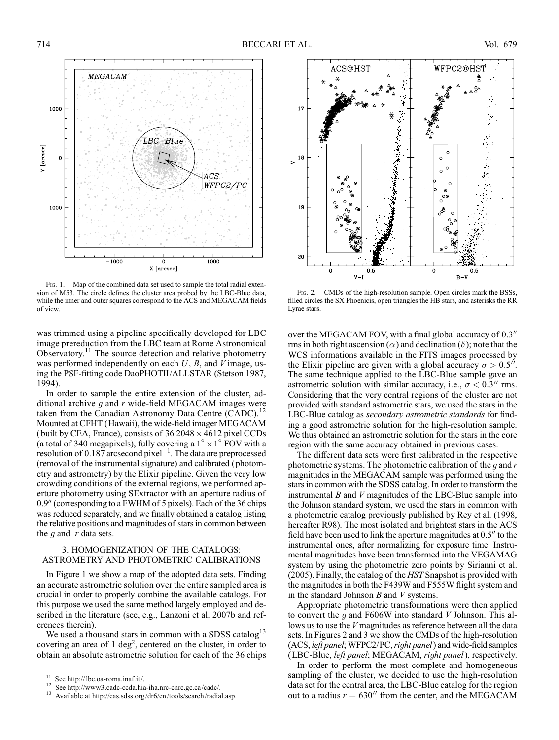Fig. 1.— Map of the combined data set used to sample the total radial extension of M53. The circle defines the cluster area probed by the LBC-Blue data, while the inner and outer squares correspond to the ACS and MEGACAM fields of view.

Fig. 2.— CMDs of the high-resolution sample. Open circles mark the BSSs, filled circles the SX Phoenicis, open triangles the HB stars, and asterisks the RR Lyrae stars.

was trimmed using a pipeline specifically developed for LBC image prereduction from the LBC team at Rome Astronomical Observatory.[11] The source detection and relative photometry was performed independently on each $U$, $B$, and $V$ image, using the PSF-fitting code DaoPHOTII/ALLSTAR (Stetson 1987, 1994).

In order to sample the entire extension of the cluster, additional archive $g$ and $r$ wide-field MEGACAM images were taken from the Canadian Astronomy Data Centre (CADC).[12] Mounted at CFHT (Hawaii), the wide-field imager MEGACAM (built by CEA, France), consists of 36 $2048 \times 4612$ pixel CCDs (a total of 340 megapixels), fully covering a $1^\circ \times 1^\circ$ FOV with a resolution of 0.187 arcsecond pixel$^{-1}$. The data are preprocessed (removal of the instrumental signature) and calibrated (photometry and astrometry) by the Elixir pipeline. Given the very low crowding conditions of the external regions, we performed aperture photometry using SExtractor with an aperture radius of $0.9''$ (corresponding to a FWHM of 5 pixels). Each of the 36 chips was reduced separately, and we finally obtained a catalog listing the relative positions and magnitudes of stars in common between the $g$ and $r$ data sets.

## 3. HOMOGENIZATION OF THE CATALOGS: ASTROMETRY AND PHOTOMETRIC CALIBRATIONS

In Figure 1 we show a map of the adopted data sets. Finding an accurate astrometric solution over the entire sampled area is crucial in order to properly combine the available catalogs. For this purpose we used the same method largely employed and described in the literature (see, e.g., Lanzoni et al. 2007b and references therein).

We used a thousand stars in common with a SDSS catalog[13] covering an area of 1 deg$^2$, centered on the cluster, in order to obtain an absolute astrometric solution for each of the 36 chips over the MEGACAM FOV, with a final global accuracy of $0.3''$ rms in both right ascension ($\alpha$) and declination ($\delta$); note that the WCS informations available in the FITS images processed by the Elixir pipeline are given with a global accuracy $\sigma > 0.5''$. The same technique applied to the LBC-Blue sample gave an astrometric solution with similar accuracy, i.e., $\sigma < 0.3''$ rms. Considering that the very central regions of the cluster are not provided with standard astrometric stars, we used the stars in the LBC-Blue catalog as *secondary astrometric standards* for finding a good astrometric solution for the high-resolution sample. We thus obtained an astrometric solution for the stars in the core region with the same accuracy obtained in previous cases.

The different data sets were first calibrated in the respective photometric systems. The photometric calibration of the $g$ and $r$ magnitudes in the MEGACAM sample was performed using the stars in common with the SDSS catalog. In order to transform the instrumental $B$ and $V$ magnitudes of the LBC-Blue sample into the Johnson standard system, we used the stars in common with a photometric catalog previously published by Rey et al. (1998, hereafter R98). The most isolated and brightest stars in the ACS field have been used to link the aperture magnitudes at $0.5''$ to the instrumental ones, after normalizing for exposure time. Instrumental magnitudes have been transformed into the VEGAMAG system by using the photometric zero points by Sirianni et al. (2005). Finally, the catalog of the *HST* Snapshot is provided with the magnitudes in both the F439W and F555W flight system and in the standard Johnson $B$ and $V$ systems.

Appropriate photometric transformations were then applied to convert the $g$ and F606W into standard $V$ Johnson. This allows us to use the $V$ magnitudes as reference between all the data sets. In Figures 2 and 3 we show the CMDs of the high-resolution (ACS, *left panel*; WFPC2/PC, *right panel*) and wide-field samples (LBC-Blue, *left panel*; MEGACAM, *right panel*), respectively.

In order to perform the most complete and homogeneous sampling of the cluster, we decided to use the high-resolution data set for the central area, the LBC-Blue catalog for the region out to a radius $r = 630''$ from the center, and the MEGACAM

[11] See http://lbc.oa-roma.inaf.it/.

[12] See http://www3.cadc-ccda.hia-iha.nrc-cnrc.gc.ca/cadc/.

[13] Available at http://cas.sdss.org/dr6/en/tools/search/radial.asp.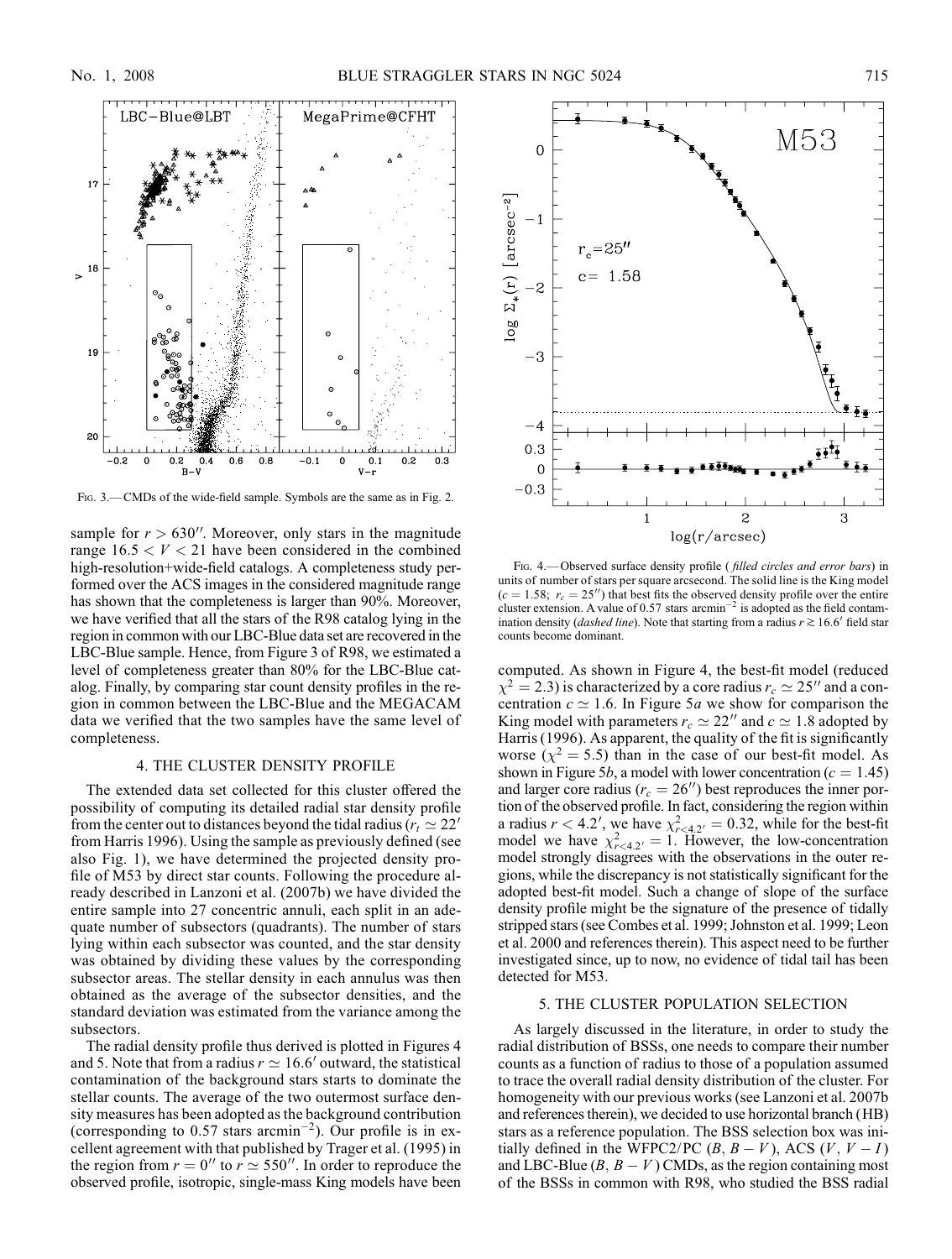Fig. 3.— CMDs of the wide-field sample. Symbols are the same as in Fig. 2.

sample for $r > 630''$. Moreover, only stars in the magnitude range $16.5 < V < 21$ have been considered in the combined high-resolution+wide-field catalogs. A completeness study performed over the ACS images in the considered magnitude range has shown that the completeness is larger than 90%. Moreover, we have verified that all the stars of the R98 catalog lying in the region in common with our LBC-Blue data set are recovered in the LBC-Blue sample. Hence, from Figure 3 of R98, we estimated a level of completeness greater than 80% for the LBC-Blue catalog. Finally, by comparing star count density profiles in the region in common between the LBC-Blue and the MEGACAM data we verified that the two samples have the same level of completeness.

## 4. THE CLUSTER DENSITY PROFILE

The extended data set collected for this cluster offered the possibility of computing its detailed radial star density profile from the center out to distances beyond the tidal radius ($r_t \simeq 22'$ from Harris 1996). Using the sample as previously defined (see also Fig. 1), we have determined the projected density profile of M53 by direct star counts. Following the procedure already described in Lanzoni et al. (2007b) we have divided the entire sample into 27 concentric annuli, each split in an adequate number of subsectors (quadrants). The number of stars lying within each subsector was counted, and the star density was obtained by dividing these values by the corresponding subsector areas. The stellar density in each annulus was then obtained as the average of the subsector densities, and the standard deviation was estimated from the variance among the subsectors.

The radial density profile thus derived is plotted in Figures 4 and 5. Note that from a radius $r \simeq 16.6'$ outward, the statistical contamination of the background stars starts to dominate the stellar counts. The average of the two outermost surface density measures has been adopted as the background contribution (corresponding to 0.57 stars $\mathrm{arcmin}^{-2}$). Our profile is in excellent agreement with that published by Trager et al. (1995) in the region from $r = 0''$ to $r \simeq 550''$. In order to reproduce the observed profile, isotropic, single-mass King models have been computed. As shown in Figure 4, the best-fit model (reduced $\chi^2 = 2.3$) is characterized by a core radius $r_c \simeq 25''$ and a concentration $c \simeq 1.6$. In Figure 5*a* we show for comparison the King model with parameters $r_c \simeq 22''$ and $c \simeq 1.8$ adopted by Harris (1996). As apparent, the quality of the fit is significantly worse ($\chi^2 = 5.5$) than in the case of our best-fit model. As shown in Figure 5*b*, a model with lower concentration ($c = 1.45$) and larger core radius ($r_c = 26''$) best reproduces the inner portion of the observed profile. In fact, considering the region within a radius $r < 4.2'$, we have $\chi^2_{r<4.2'} = 0.32$, while for the best-fit model we have $\chi^2_{r<4.2'} = 1$. However, the low-concentration model strongly disagrees with the observations in the outer regions, while the discrepancy is not statistically significant for the adopted best-fit model. Such a change of slope of the surface density profile might be the signature of the presence of tidally stripped stars (see Combes et al. 1999; Johnston et al. 1999; Leon et al. 2000 and references therein). This aspect need to be further investigated since, up to now, no evidence of tidal tail has been detected for M53.

Fig. 4.— Observed surface density profile (*filled circles and error bars*) in units of number of stars per square arcsecond. The solid line is the King model ($c = 1.58$; $r_c = 25''$) that best fits the observed density profile over the entire cluster extension. A value of 0.57 stars $\mathrm{arcmin}^{-2}$ is adopted as the field contamination density (*dashed line*). Note that starting from a radius $r \gtrsim 16.6'$ field star counts become dominant.

## 5. THE CLUSTER POPULATION SELECTION

As largely discussed in the literature, in order to study the radial distribution of BSSs, one needs to compare their number counts as a function of radius to those of a population assumed to trace the overall radial density distribution of the cluster. For homogeneity with our previous works (see Lanzoni et al. 2007b and references therein), we decided to use horizontal branch (HB) stars as a reference population. The BSS selection box was initially defined in the WFPC2/PC ($B$, $B - V$), ACS ($V$, $V - I$) and LBC-Blue ($B$, $B - V$) CMDs, as the region containing most of the BSSs in common with R98, who studied the BSS radial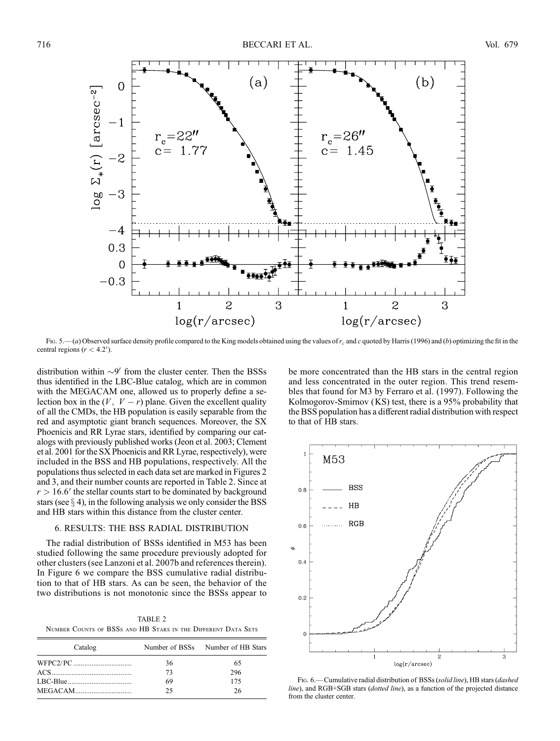Fig. 5.—(*a*) Observed surface density profile compared to the King models obtained using the values of $r_c$ and $c$ quoted by Harris (1996) and (*b*) optimizing the fit in the central regions ($r < 4.2'$).

distribution within $\sim 9'$ from the cluster center. Then the BSSs thus identified in the LBC-Blue catalog, which are in common with the MEGACAM one, allowed us to properly define a selection box in the ($V$, $V - r$) plane. Given the excellent quality of all the CMDs, the HB population is easily separable from the red and asymptotic giant branch sequences. Moreover, the SX Phoenicis and RR Lyrae stars, identified by comparing our catalogs with previously published works (Jeon et al. 2003; Clement et al. 2001 for the SX Phoenicis and RR Lyrae, respectively), were included in the BSS and HB populations, respectively. All the populations thus selected in each data set are marked in Figures 2 and 3, and their number counts are reported in Table 2. Since at $r > 16.6'$ the stellar counts start to be dominated by background stars (see § 4), in the following analysis we only consider the BSS and HB stars within this distance from the cluster center.

## 6. RESULTS: THE BSS RADIAL DISTRIBUTION

The radial distribution of BSSs identified in M53 has been studied following the same procedure previously adopted for other clusters (see Lanzoni et al. 2007b and references therein). In Figure 6 we compare the BSS cumulative radial distribution to that of HB stars. As can be seen, the behavior of the two distributions is not monotonic since the BSSs appear to be more concentrated than the HB stars in the central region and less concentrated in the outer region. This trend resembles that found for M3 by Ferraro et al. (1997). Following the Kolmogorov-Smirnov (KS) test, there is a 95% probability that the BSS population has a different radial distribution with respect to that of HB stars.

TABLE 2

Number Counts of BSSs and HB Stars in the Different Data Sets

| Catalog | Number of BSSs | Number of HB Stars |
|---|---|---|
| WFPC2/PC | 36 | 65 |
| ACS | 73 | 296 |
| LBC-Blue | 69 | 175 |
| MEGACAM | 25 | 26 |

Fig. 6.—Cumulative radial distribution of BSSs (*solid line*), HB stars (*dashed line*), and RGB+SGB stars (*dotted line*), as a function of the projected distance from the cluster center.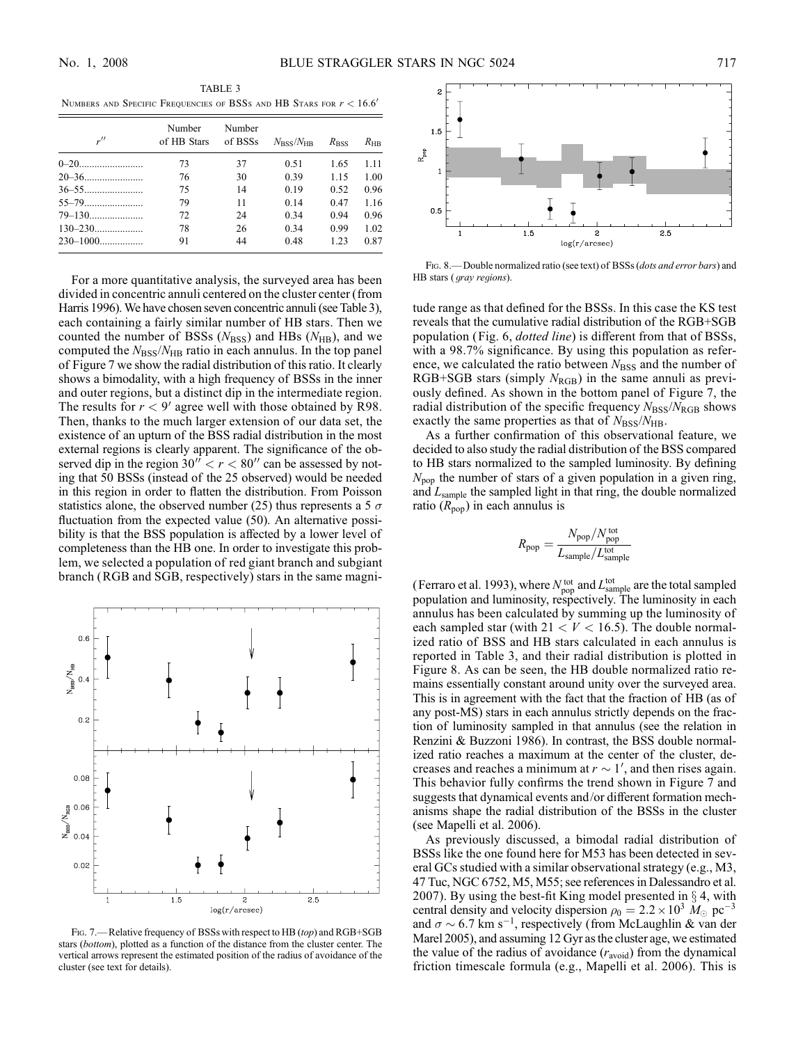TABLE 3

Numbers and Specific Frequencies of BSSs and HB Stars for $r < 16.6'$

| $r''$ | Number of HB Stars | Number of BSSs | $N_{BSS}/N_{HB}$ | $R_{BSS}$ | $R_{HB}$ |
|---|---|---|---|---|---|
| 0–20 | 73 | 37 | 0.51 | 1.65 | 1.11 |
| 20–36 | 76 | 30 | 0.39 | 1.15 | 1.00 |
| 36–55 | 75 | 14 | 0.19 | 0.52 | 0.96 |
| 55–79 | 79 | 11 | 0.14 | 0.47 | 1.16 |
| 79–130 | 72 | 24 | 0.34 | 0.94 | 0.96 |
| 130–230 | 78 | 26 | 0.34 | 0.99 | 1.02 |
| 230–1000 | 91 | 44 | 0.48 | 1.23 | 0.87 |

For a more quantitative analysis, the surveyed area has been divided in concentric annuli centered on the cluster center (from Harris 1996). We have chosen seven concentric annuli (see Table 3), each containing a fairly similar number of HB stars. Then we counted the number of BSSs ($N_{BSS}$) and HBs ($N_{HB}$), and we computed the $N_{BSS}/N_{HB}$ ratio in each annulus. In the top panel of Figure 7 we show the radial distribution of this ratio. It clearly shows a bimodality, with a high frequency of BSSs in the inner and outer regions, but a distinct dip in the intermediate region. The results for $r < 9'$ agree well with those obtained by R98. Then, thanks to the much larger extension of our data set, the existence of an upturn of the BSS radial distribution in the most external regions is clearly apparent. The significance of the observed dip in the region $30'' < r < 80''$ can be assessed by noting that 50 BSSs (instead of the 25 observed) would be needed in this region in order to flatten the distribution. From Poisson statistics alone, the observed number (25) thus represents a 5 $\sigma$ fluctuation from the expected value (50). An alternative possibility is that the BSS population is affected by a lower level of completeness than the HB one. In order to investigate this problem, we selected a population of red giant branch and subgiant branch (RGB and SGB, respectively) stars in the same magnitude range as that defined for the BSSs. In this case the KS test reveals that the cumulative radial distribution of the RGB+SGB population (Fig. 6, *dotted line*) is different from that of BSSs, with a 98.7% significance. By using this population as reference, we calculated the ratio between $N_{BSS}$ and the number of RGB+SGB stars (simply $N_{RGB}$) in the same annuli as previously defined. As shown in the bottom panel of Figure 7, the radial distribution of the specific frequency $N_{BSS}/N_{RGB}$ shows exactly the same properties as that of $N_{BSS}/N_{HB}$.

Fig. 7.— Relative frequency of BSSs with respect to HB (*top*) and RGB+SGB stars (*bottom*), plotted as a function of the distance from the cluster center. The vertical arrows represent the estimated position of the radius of avoidance of the cluster (see text for details).

Fig. 8.— Double normalized ratio (see text) of BSSs (*dots and error bars*) and HB stars (*gray regions*).

As a further confirmation of this observational feature, we decided to also study the radial distribution of the BSS compared to HB stars normalized to the sampled luminosity. By defining $N_{pop}$ the number of stars of a given population in a given ring, and $L_{sample}$ the sampled light in that ring, the double normalized ratio ($R_{pop}$) in each annulus is

$$R_{pop} = \frac{N_{pop}/N_{pop}^{tot}}{L_{sample}/L_{sample}^{tot}}$$

(Ferraro et al. 1993), where $N_{pop}^{tot}$ and $L_{sample}^{tot}$ are the total sampled population and luminosity, respectively. The luminosity in each annulus has been calculated by summing up the luminosity of each sampled star (with $21 < V < 16.5$). The double normalized ratio of BSS and HB stars calculated in each annulus is reported in Table 3, and their radial distribution is plotted in Figure 8. As can be seen, the HB double normalized ratio remains essentially constant around unity over the surveyed area. This is in agreement with the fact that the fraction of HB (as of any post-MS) stars in each annulus strictly depends on the fraction of luminosity sampled in that annulus (see the relation in Renzini & Buzzoni 1986). In contrast, the BSS double normalized ratio reaches a maximum at the center of the cluster, decreases and reaches a minimum at $r \sim 1'$, and then rises again. This behavior fully confirms the trend shown in Figure 7 and suggests that dynamical events and/or different formation mechanisms shape the radial distribution of the BSSs in the cluster (see Mapelli et al. 2006).

As previously discussed, a bimodal radial distribution of BSSs like the one found here for M53 has been detected in several GCs studied with a similar observational strategy (e.g., M3, 47 Tuc, NGC 6752, M5, M55; see references in Dalessandro et al. 2007). By using the best-fit King model presented in § 4, with central density and velocity dispersion $\rho_0 = 2.2 \times 10^3 \ M_\odot \ \mathrm{pc}^{-3}$ and $\sigma \sim 6.7 \ \mathrm{km \ s^{-1}}$, respectively (from McLaughlin & van der Marel 2005), and assuming 12 Gyr as the cluster age, we estimated the value of the radius of avoidance ($r_{avoid}$) from the dynamical friction timescale formula (e.g., Mapelli et al. 2006). This is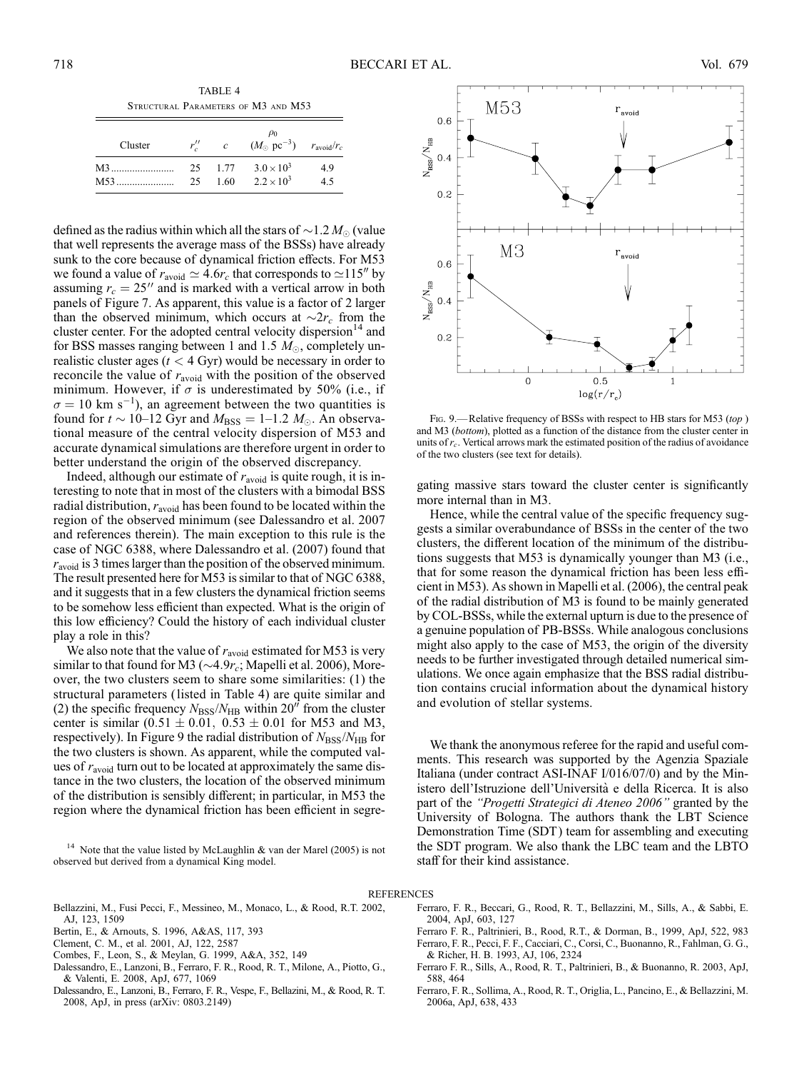TABLE 4
Structural Parameters of M3 and M53

| Cluster | $r_c''$ | $c$ | $\rho_0$ ($M_\odot$ pc$^{-3}$) | $r_{\rm avoid}/r_c$ |
|---|---|---|---|---|
| M3 | 25 | 1.77 | $3.0 \times 10^3$ | 4.9 |
| M53 | 25 | 1.60 | $2.2 \times 10^3$ | 4.5 |

defined as the radius within which all the stars of $\sim 1.2\ M_\odot$ (value that well represents the average mass of the BSSs) have already sunk to the core because of dynamical friction effects. For M53 we found a value of $r_{\rm avoid} \simeq 4.6 r_c$ that corresponds to $\simeq 115''$ by assuming $r_c = 25''$ and is marked with a vertical arrow in both panels of Figure 7. As apparent, this value is a factor of 2 larger than the observed minimum, which occurs at $\sim 2 r_c$ from the cluster center. For the adopted central velocity dispersion[14] and for BSS masses ranging between 1 and 1.5 $M_\odot$, completely unrealistic cluster ages ($t < 4$ Gyr) would be necessary in order to reconcile the value of $r_{\rm avoid}$ with the position of the observed minimum. However, if $\sigma$ is underestimated by 50% (i.e., if $\sigma = 10$ km s$^{-1}$), an agreement between the two quantities is found for $t \sim 10$–12 Gyr and $M_{\rm BSS} = 1$–1.2 $M_\odot$. An observational measure of the central velocity dispersion of M53 and accurate dynamical simulations are therefore urgent in order to better understand the origin of the observed discrepancy.

Indeed, although our estimate of $r_{\rm avoid}$ is quite rough, it is interesting to note that in most of the clusters with a bimodal BSS radial distribution, $r_{\rm avoid}$ has been found to be located within the region of the observed minimum (see Dalessandro et al. 2007 and references therein). The main exception to this rule is the case of NGC 6388, where Dalessandro et al. (2007) found that $r_{\rm avoid}$ is 3 times larger than the position of the observed minimum. The result presented here for M53 is similar to that of NGC 6388, and it suggests that in a few clusters the dynamical friction seems to be somehow less efficient than expected. What is the origin of this low efficiency? Could the history of each individual cluster play a role in this?

We also note that the value of $r_{\rm avoid}$ estimated for M53 is very similar to that found for M3 ($\sim 4.9 r_c$; Mapelli et al. 2006). Moreover, the two clusters seem to share some similarities: (1) the structural parameters (listed in Table 4) are quite similar and (2) the specific frequency $N_{\rm BSS}/N_{\rm HB}$ within $20''$ from the cluster center is similar ($0.51 \pm 0.01$, $0.53 \pm 0.01$ for M53 and M3, respectively). In Figure 9 the radial distribution of $N_{\rm BSS}/N_{\rm HB}$ for the two clusters is shown. As apparent, while the computed values of $r_{\rm avoid}$ turn out to be located at approximately the same distance in the two clusters, the location of the observed minimum of the distribution is sensibly different; in particular, in M53 the region where the dynamical friction has been efficient in segregating massive stars toward the cluster center is significantly more internal than in M3.

[14] Note that the value listed by McLaughlin & van der Marel (2005) is not observed but derived from a dynamical King model.

Fig. 9.— Relative frequency of BSSs with respect to HB stars for M53 (*top*) and M3 (*bottom*), plotted as a function of the distance from the cluster center in units of $r_c$. Vertical arrows mark the estimated position of the radius of avoidance of the two clusters (see text for details).

Hence, while the central value of the specific frequency suggests a similar overabundance of BSSs in the center of the two clusters, the different location of the minimum of the distributions suggests that M53 is dynamically younger than M3 (i.e., that for some reason the dynamical friction has been less efficient in M53). As shown in Mapelli et al. (2006), the central peak of the radial distribution of M3 is found to be mainly generated by COL-BSSs, while the external upturn is due to the presence of a genuine population of PB-BSSs. While analogous conclusions might also apply to the case of M53, the origin of the diversity needs to be further investigated through detailed numerical simulations. We once again emphasize that the BSS radial distribution contains crucial information about the dynamical history and evolution of stellar systems.

We thank the anonymous referee for the rapid and useful comments. This research was supported by the Agenzia Spaziale Italiana (under contract ASI-INAF I/016/07/0) and by the Ministero dell'Istruzione dell'Università e della Ricerca. It is also part of the *"Progetti Strategici di Ateneo 2006"* granted by the University of Bologna. The authors thank the LBT Science Demonstration Time (SDT) team for assembling and executing the SDT program. We also thank the LBC team and the LBTO staff for their kind assistance.

## REFERENCES

Bellazzini, M., Fusi Pecci, F., Messineo, M., Monaco, L., & Rood, R.T. 2002, AJ, 123, 1509
Bertin, E., & Arnouts, S. 1996, A&AS, 117, 393
Clement, C. M., et al. 2001, AJ, 122, 2587
Combes, F., Leon, S., & Meylan, G. 1999, A&A, 352, 149
Dalessandro, E., Lanzoni, B., Ferraro, F. R., Rood, R. T., Milone, A., Piotto, G., & Valenti, E. 2008, ApJ, 677, 1069
Dalessandro, E., Lanzoni, B., Ferraro, F. R., Vespe, F., Bellazini, M., & Rood, R. T. 2008, ApJ, in press (arXiv: 0803.2149)
Ferraro, F. R., Beccari, G., Rood, R. T., Bellazzini, M., Sills, A., & Sabbi, E. 2004, ApJ, 603, 127
Ferraro F. R., Paltrinieri, B., Rood, R.T., & Dorman, B., 1999, ApJ, 522, 983
Ferraro, F. R., Pecci, F. F., Cacciari, C., Corsi, C., Buonanno, R., Fahlman, G. G., & Richer, H. B. 1993, AJ, 106, 2324
Ferraro F. R., Sills, A., Rood, R. T., Paltrinieri, B., & Buonanno, R. 2003, ApJ, 588, 464
Ferraro, F. R., Sollima, A., Rood, R. T., Origlia, L., Pancino, E., & Bellazzini, M. 2006a, ApJ, 638, 433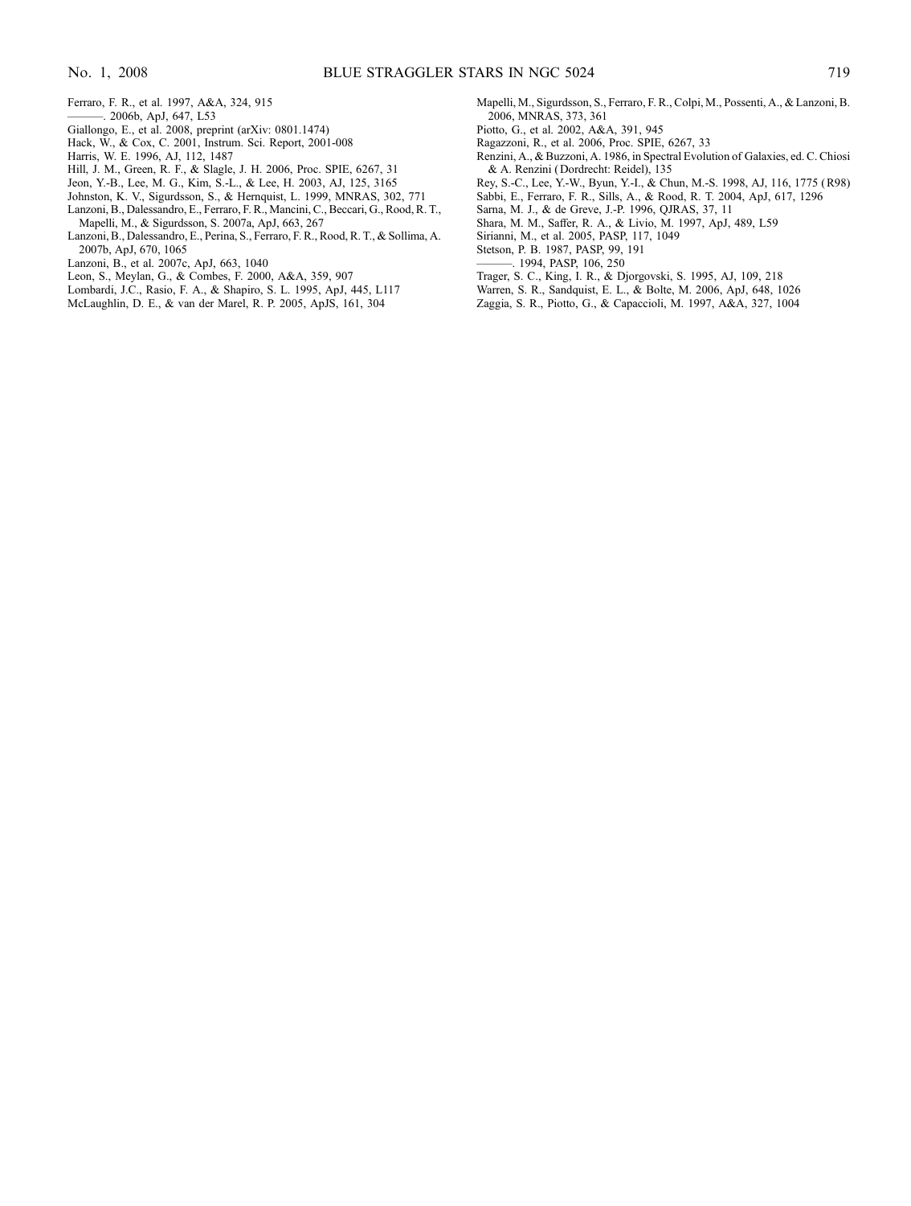Ferraro, F. R., et al. 1997, A&A, 324, 915

———. 2006b, ApJ, 647, L53

Giallongo, E., et al. 2008, preprint (arXiv: 0801.1474)

Hack, W., & Cox, C. 2001, Instrum. Sci. Report, 2001-008

Harris, W. E. 1996, AJ, 112, 1487

Hill, J. M., Green, R. F., & Slagle, J. H. 2006, Proc. SPIE, 6267, 31

Jeon, Y.-B., Lee, M. G., Kim, S.-L., & Lee, H. 2003, AJ, 125, 3165

Johnston, K. V., Sigurdsson, S., & Hernquist, L. 1999, MNRAS, 302, 771

Lanzoni, B., Dalessandro, E., Ferraro, F. R., Mancini, C., Beccari, G., Rood, R. T., Mapelli, M., & Sigurdsson, S. 2007a, ApJ, 663, 267

Lanzoni, B., Dalessandro, E., Perina, S., Ferraro, F. R., Rood, R. T., & Sollima, A. 2007b, ApJ, 670, 1065

Lanzoni, B., et al. 2007c, ApJ, 663, 1040

Leon, S., Meylan, G., & Combes, F. 2000, A&A, 359, 907

Lombardi, J.C., Rasio, F. A., & Shapiro, S. L. 1995, ApJ, 445, L117

McLaughlin, D. E., & van der Marel, R. P. 2005, ApJS, 161, 304

Mapelli, M., Sigurdsson, S., Ferraro, F. R., Colpi, M., Possenti, A., & Lanzoni, B. 2006, MNRAS, 373, 361

Piotto, G., et al. 2002, A&A, 391, 945

Ragazzoni, R., et al. 2006, Proc. SPIE, 6267, 33

Renzini, A., & Buzzoni, A. 1986, in Spectral Evolution of Galaxies, ed. C. Chiosi & A. Renzini (Dordrecht: Reidel), 135

Rey, S.-C., Lee, Y.-W., Byun, Y.-I., & Chun, M.-S. 1998, AJ, 116, 1775 (R98)

Sabbi, E., Ferraro, F. R., Sills, A., & Rood, R. T. 2004, ApJ, 617, 1296

Sarna, M. J., & de Greve, J.-P. 1996, QJRAS, 37, 11

Shara, M. M., Saffer, R. A., & Livio, M. 1997, ApJ, 489, L59

Sirianni, M., et al. 2005, PASP, 117, 1049

Stetson, P. B. 1987, PASP, 99, 191

———. 1994, PASP, 106, 250

Trager, S. C., King, I. R., & Djorgovski, S. 1995, AJ, 109, 218

Warren, S. R., Sandquist, E. L., & Bolte, M. 2006, ApJ, 648, 1026

Zaggia, S. R., Piotto, G., & Capaccioli, M. 1997, A&A, 327, 1004